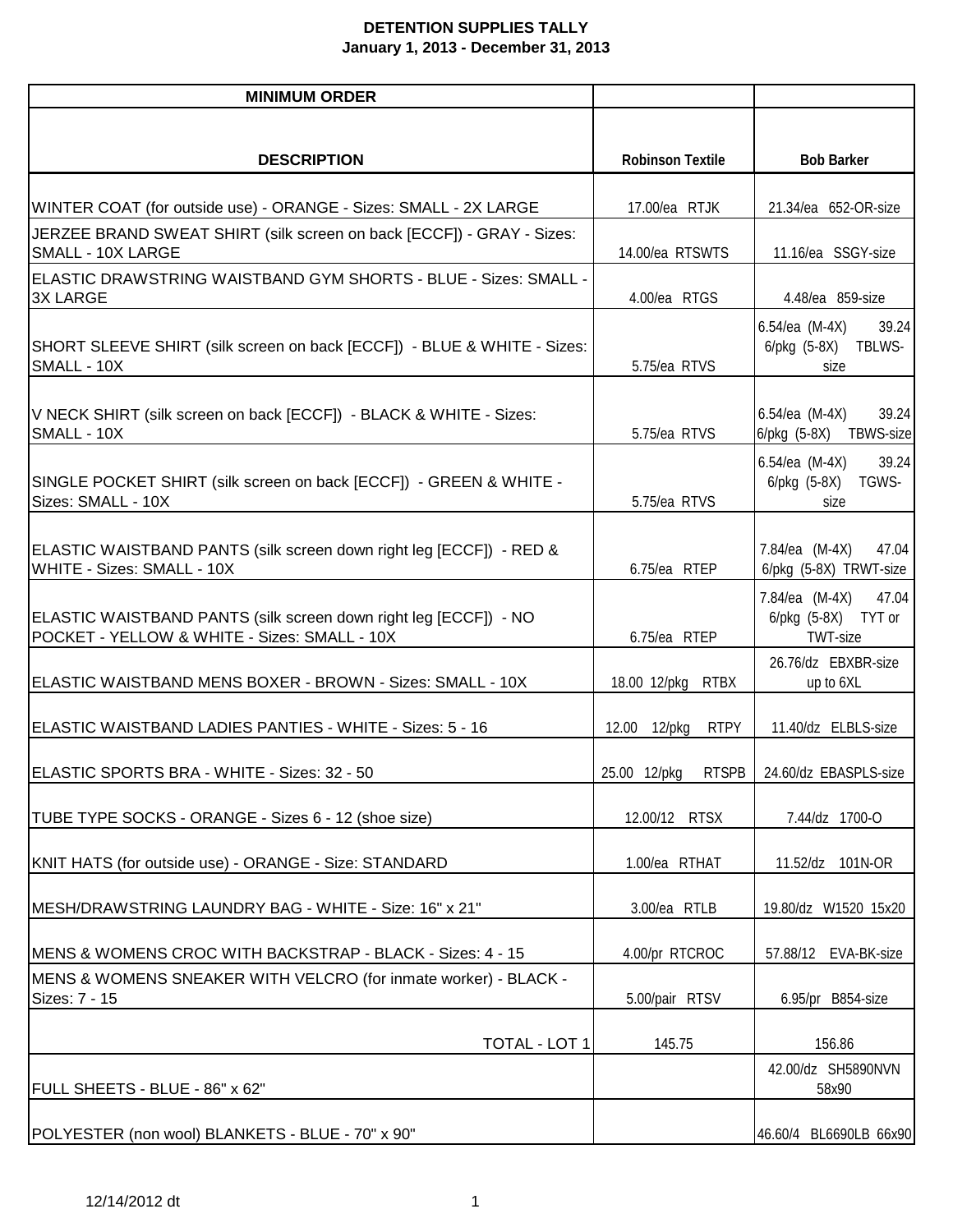# DETENTION SUPPLIES TALLY

## January 1, 2013 - December 31, 2013

| MINIMUM ORDER | | |
|---|---|---|
| **DESCRIPTION** | **Robinson Textile** | **Bob Barker** |
| WINTER COAT (for outside use) - ORANGE - Sizes: SMALL - 2X LARGE | 17.00/ea RTJK | 21.34/ea 652-OR-size |
| JERZEE BRAND SWEAT SHIRT (silk screen on back [ECCF]) - GRAY - Sizes: SMALL - 10X LARGE | 14.00/ea RTSWTS | 11.16/ea SSGY-size |
| ELASTIC DRAWSTRING WAISTBAND GYM SHORTS - BLUE - Sizes: SMALL - 3X LARGE | 4.00/ea RTGS | 4.48/ea 859-size |
| SHORT SLEEVE SHIRT (silk screen on back [ECCF]) - BLUE & WHITE - Sizes: SMALL - 10X | 5.75/ea RTVS | 6.54/ea (M-4X) 39.24 6/pkg (5-8X) TBLWS-size |
| V NECK SHIRT (silk screen on back [ECCF]) - BLACK & WHITE - Sizes: SMALL - 10X | 5.75/ea RTVS | 6.54/ea (M-4X) 39.24 6/pkg (5-8X) TBWS-size |
| SINGLE POCKET SHIRT (silk screen on back [ECCF]) - GREEN & WHITE - Sizes: SMALL - 10X | 5.75/ea RTVS | 6.54/ea (M-4X) 39.24 6/pkg (5-8X) TGWS-size |
| ELASTIC WAISTBAND PANTS (silk screen down right leg [ECCF]) - RED & WHITE - Sizes: SMALL - 10X | 6.75/ea RTEP | 7.84/ea (M-4X) 47.04 6/pkg (5-8X) TRWT-size |
| ELASTIC WAISTBAND PANTS (silk screen down right leg [ECCF]) - NO POCKET - YELLOW & WHITE - Sizes: SMALL - 10X | 6.75/ea RTEP | 7.84/ea (M-4X) 47.04 6/pkg (5-8X) TYT or TWT-size |
| ELASTIC WAISTBAND MENS BOXER - BROWN - Sizes: SMALL - 10X | 18.00 12/pkg RTBX | 26.76/dz EBXBR-size up to 6XL |
| ELASTIC WAISTBAND LADIES PANTIES - WHITE - Sizes: 5 - 16 | 12.00 12/pkg RTPY | 11.40/dz ELBLS-size |
| ELASTIC SPORTS BRA - WHITE - Sizes: 32 - 50 | 25.00 12/pkg RTSPB | 24.60/dz EBASPLS-size |
| TUBE TYPE SOCKS - ORANGE - Sizes 6 - 12 (shoe size) | 12.00/12 RTSX | 7.44/dz 1700-O |
| KNIT HATS (for outside use) - ORANGE - Size: STANDARD | 1.00/ea RTHAT | 11.52/dz 101N-OR |
| MESH/DRAWSTRING LAUNDRY BAG - WHITE - Size: 16" x 21" | 3.00/ea RTLB | 19.80/dz W1520 15x20 |
| MENS & WOMENS CROC WITH BACKSTRAP - BLACK - Sizes: 4 - 15 | 4.00/pr RTCROC | 57.88/12 EVA-BK-size |
| MENS & WOMENS SNEAKER WITH VELCRO (for inmate worker) - BLACK - Sizes: 7 - 15 | 5.00/pair RTSV | 6.95/pr B854-size |
| TOTAL - LOT 1 | 145.75 | 156.86 |
| FULL SHEETS - BLUE - 86" x 62" | | 42.00/dz SH5890NVN 58x90 |
| POLYESTER (non wool) BLANKETS - BLUE - 70" x 90" | | 46.60/4 BL6690LB 66x90 |

12/14/2012 dt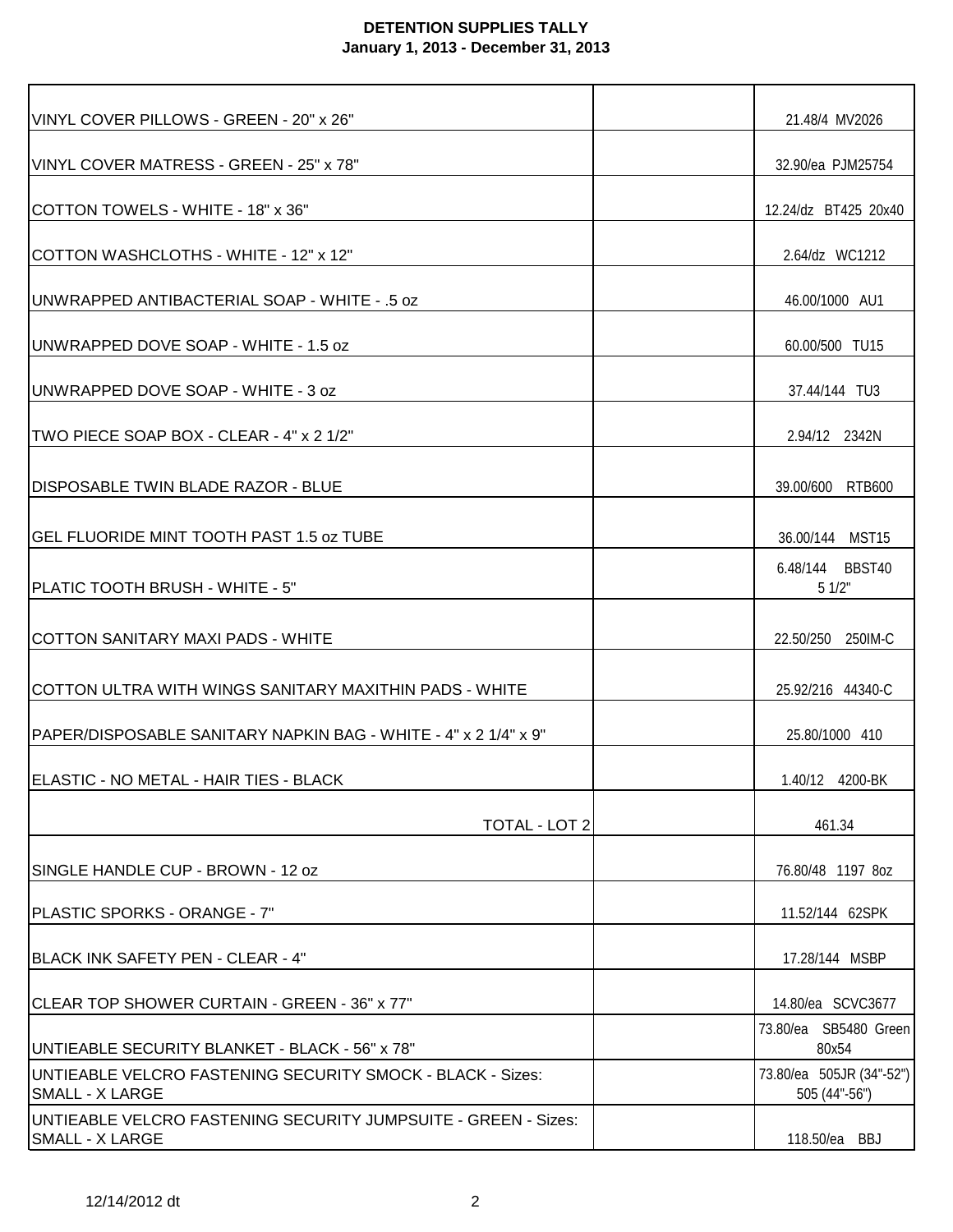**DETENTION SUPPLIES TALLY**
**January 1, 2013 - December 31, 2013**

| | | |
|---|---|---|
| VINYL COVER PILLOWS - GREEN - 20" x 26" | | 21.48/4 MV2026 |
| VINYL COVER MATRESS - GREEN - 25" x 78" | | 32.90/ea PJM25754 |
| COTTON TOWELS - WHITE - 18" x 36" | | 12.24/dz BT425 20x40 |
| COTTON WASHCLOTHS - WHITE - 12" x 12" | | 2.64/dz WC1212 |
| UNWRAPPED ANTIBACTERIAL SOAP - WHITE - .5 oz | | 46.00/1000 AU1 |
| UNWRAPPED DOVE SOAP - WHITE - 1.5 oz | | 60.00/500 TU15 |
| UNWRAPPED DOVE SOAP - WHITE - 3 oz | | 37.44/144 TU3 |
| TWO PIECE SOAP BOX - CLEAR - 4" x 2 1/2" | | 2.94/12 2342N |
| DISPOSABLE TWIN BLADE RAZOR - BLUE | | 39.00/600 RTB600 |
| GEL FLUORIDE MINT TOOTH PAST 1.5 oz TUBE | | 36.00/144 MST15 |
| PLATIC TOOTH BRUSH - WHITE - 5" | | 6.48/144 BBST40 5 1/2" |
| COTTON SANITARY MAXI PADS - WHITE | | 22.50/250 250IM-C |
| COTTON ULTRA WITH WINGS SANITARY MAXITHIN PADS - WHITE | | 25.92/216 44340-C |
| PAPER/DISPOSABLE SANITARY NAPKIN BAG - WHITE - 4" x 2 1/4" x 9" | | 25.80/1000 410 |
| ELASTIC - NO METAL - HAIR TIES - BLACK | | 1.40/12 4200-BK |
| TOTAL - LOT 2 | | 461.34 |
| SINGLE HANDLE CUP - BROWN - 12 oz | | 76.80/48 1197 8oz |
| PLASTIC SPORKS - ORANGE - 7" | | 11.52/144 62SPK |
| BLACK INK SAFETY PEN - CLEAR - 4" | | 17.28/144 MSBP |
| CLEAR TOP SHOWER CURTAIN - GREEN - 36" x 77" | | 14.80/ea SCVC3677 |
| UNTIEABLE SECURITY BLANKET - BLACK - 56" x 78" | | 73.80/ea SB5480 Green 80x54 |
| UNTIEABLE VELCRO FASTENING SECURITY SMOCK - BLACK - Sizes: SMALL - X LARGE | | 73.80/ea 505JR (34"-52") 505 (44"-56") |
| UNTIEABLE VELCRO FASTENING SECURITY JUMPSUITE - GREEN - Sizes: SMALL - X LARGE | | 118.50/ea BBJ |

12/14/2012 dt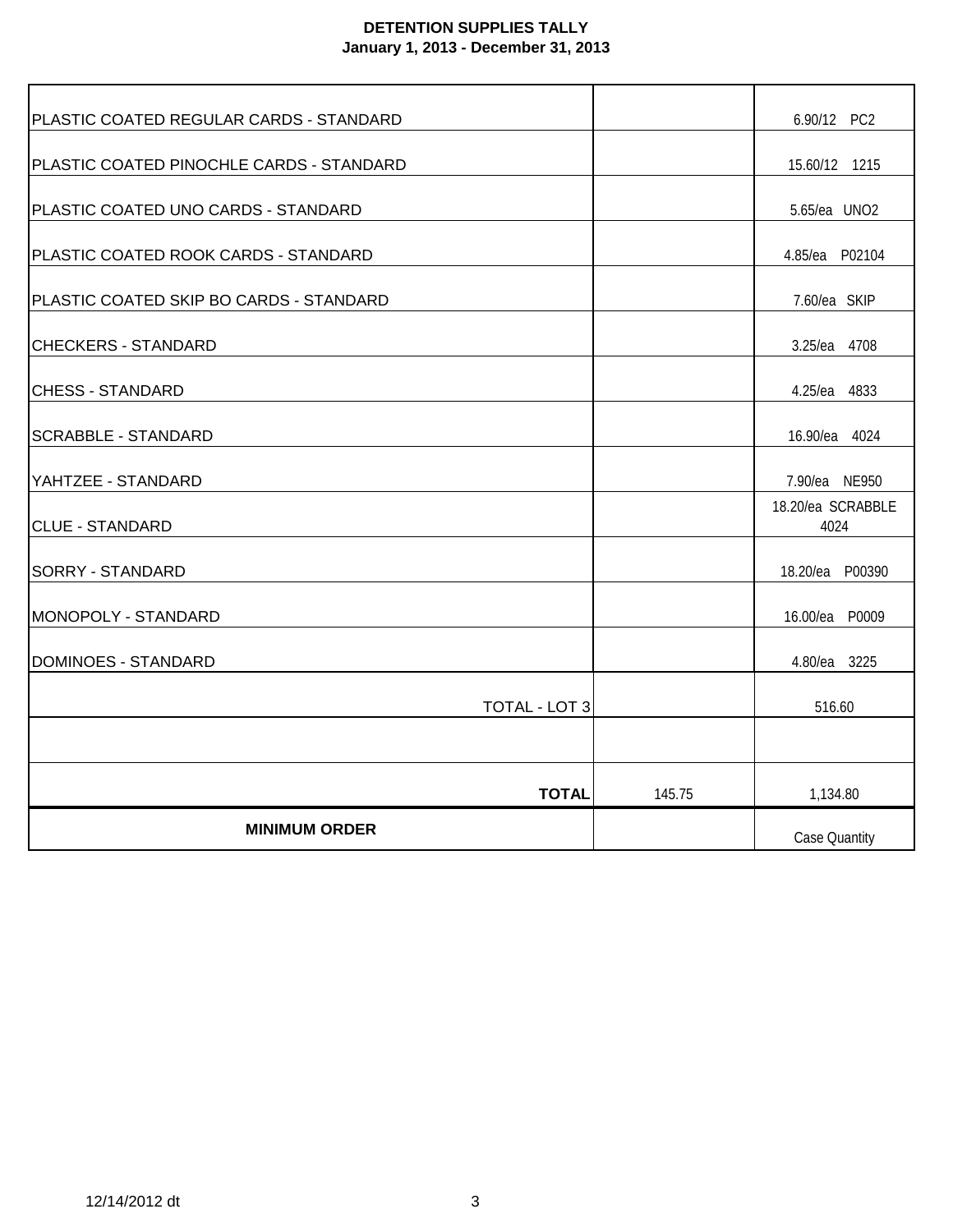**DETENTION SUPPLIES TALLY**
**January 1, 2013 - December 31, 2013**

| | | |
|---|---|---|
| PLASTIC COATED REGULAR CARDS - STANDARD | | 6.90/12 PC2 |
| PLASTIC COATED PINOCHLE CARDS - STANDARD | | 15.60/12 1215 |
| PLASTIC COATED UNO CARDS - STANDARD | | 5.65/ea UNO2 |
| PLASTIC COATED ROOK CARDS - STANDARD | | 4.85/ea P02104 |
| PLASTIC COATED SKIP BO CARDS - STANDARD | | 7.60/ea SKIP |
| CHECKERS - STANDARD | | 3.25/ea 4708 |
| CHESS - STANDARD | | 4.25/ea 4833 |
| SCRABBLE - STANDARD | | 16.90/ea 4024 |
| YAHTZEE - STANDARD | | 7.90/ea NE950 |
| CLUE - STANDARD | | 18.20/ea SCRABBLE 4024 |
| SORRY - STANDARD | | 18.20/ea P00390 |
| MONOPOLY - STANDARD | | 16.00/ea P0009 |
| DOMINOES - STANDARD | | 4.80/ea 3225 |
| TOTAL - LOT 3 | | 516.60 |
| | | |
| **TOTAL** | 145.75 | 1,134.80 |
| **MINIMUM ORDER** | | Case Quantity |

12/14/2012 dt